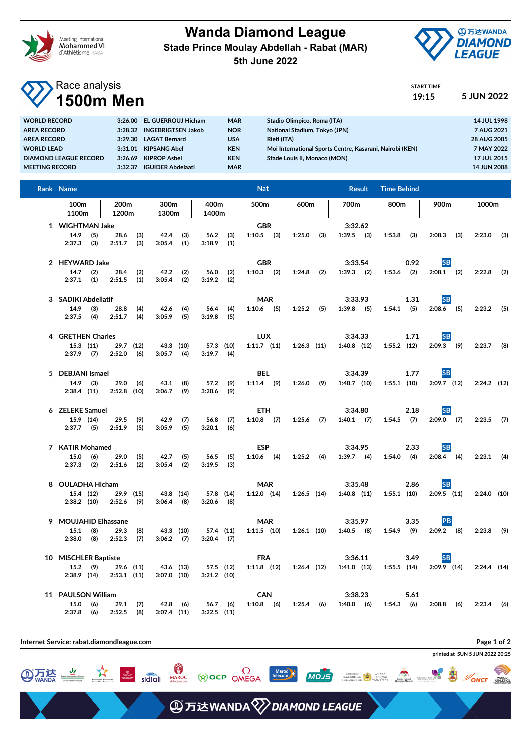# Wanda Diamond League

**Stade Prince Moulay Abdellah - Rabat (MAR)**

**5th June 2022**

## Race analysis

# 1500m Men

START TIME **19:15** **5 JUN 2022**

| | | | | | |
|---|---|---|---|---|---|
| WORLD RECORD | 3:26.00 | EL GUERROUJ Hicham | MAR | Stadio Olimpico, Roma (ITA) | 14 JUL 1998 |
| AREA RECORD | 3:28.32 | INGEBRIGTSEN Jakob | NOR | National Stadium, Tokyo (JPN) | 7 AUG 2021 |
| AREA RECORD | 3:29.30 | LAGAT Bernard | USA | Rieti (ITA) | 28 AUG 2005 |
| WORLD LEAD | 3:31.01 | KIPSANG Abel | KEN | Moi International Sports Centre, Kasarani, Nairobi (KEN) | 7 MAY 2022 |
| DIAMOND LEAGUE RECORD | 3:26.69 | KIPROP Asbel | KEN | Stade Louis II, Monaco (MON) | 17 JUL 2015 |
| MEETING RECORD | 3:32.37 | IGUIDER Abdelaati | MAR | | 14 JUN 2008 |

| Rank | Name | Nat | Result | Time Behind | | 100m | 200m | 300m | 400m | 500m | 600m | 700m | 800m | 900m | 1000m | 1100m | 1200m | 1300m | 1400m |
|---|---|---|---|---|---|---|---|---|---|---|---|---|---|---|---|---|---|---|---|
| 1 | WIGHTMAN Jake | GBR | 3:32.62 | | | 14.9 (5) | 28.6 (3) | 42.4 (3) | 56.2 (3) | 1:10.5 (3) | 1:25.0 (3) | 1:39.5 (3) | 1:53.8 (3) | 2:08.3 (3) | 2:23.0 (3) | 2:37.3 (3) | 2:51.7 (3) | 3:05.4 (1) | 3:18.9 (1) |
| 2 | HEYWARD Jake | GBR | 3:33.54 | 0.92 | SB | 14.7 (2) | 28.4 (2) | 42.2 (2) | 56.0 (2) | 1:10.3 (2) | 1:24.8 (2) | 1:39.3 (2) | 1:53.6 (2) | 2:08.1 (2) | 2:22.8 (2) | 2:37.1 (1) | 2:51.5 (1) | 3:05.4 (2) | 3:19.2 (2) |
| 3 | SADIKI Abdellatif | MAR | 3:33.93 | 1.31 | SB | 14.9 (3) | 28.8 (4) | 42.6 (4) | 56.4 (4) | 1:10.6 (5) | 1:25.2 (5) | 1:39.8 (5) | 1:54.1 (5) | 2:08.6 (5) | 2:23.2 (5) | 2:37.5 (4) | 2:51.7 (4) | 3:05.9 (5) | 3:19.8 (5) |
| 4 | GRETHEN Charles | LUX | 3:34.33 | 1.71 | SB | 15.3 (11) | 29.7 (12) | 43.3 (10) | 57.3 (10) | 1:11.7 (11) | 1:26.3 (11) | 1:40.8 (12) | 1:55.2 (12) | 2:09.3 (9) | 2:23.7 (8) | 2:37.9 (7) | 2:52.0 (6) | 3:05.7 (4) | 3:19.7 (4) |
| 5 | DEBJANI Ismael | BEL | 3:34.39 | 1.77 | SB | 14.9 (3) | 29.0 (6) | 43.1 (8) | 57.2 (9) | 1:11.4 (9) | 1:26.0 (9) | 1:40.7 (10) | 1:55.1 (10) | 2:09.7 (12) | 2:24.2 (12) | 2:38.4 (11) | 2:52.8 (10) | 3:06.7 (9) | 3:20.6 (9) |
| 6 | ZELEKE Samuel | ETH | 3:34.80 | 2.18 | SB | 15.9 (14) | 29.5 (9) | 42.9 (7) | 56.8 (7) | 1:10.8 (7) | 1:25.6 (7) | 1:40.1 (7) | 1:54.5 (7) | 2:09.0 (7) | 2:23.5 (7) | 2:37.7 (5) | 2:51.9 (5) | 3:05.9 (5) | 3:20.1 (6) |
| 7 | KATIR Mohamed | ESP | 3:34.95 | 2.33 | SB | 15.0 (6) | 29.0 (5) | 42.7 (5) | 56.5 (5) | 1:10.6 (4) | 1:25.2 (4) | 1:39.7 (4) | 1:54.0 (4) | 2:08.4 (4) | 2:23.1 (4) | 2:37.3 (2) | 2:51.6 (2) | 3:05.4 (2) | 3:19.5 (3) |
| 8 | OULADHA Hicham | MAR | 3:35.48 | 2.86 | SB | 15.4 (12) | 29.9 (15) | 43.8 (14) | 57.8 (14) | 1:12.0 (14) | 1:26.5 (14) | 1:40.8 (11) | 1:55.1 (10) | 2:09.5 (11) | 2:24.0 (10) | 2:38.2 (10) | 2:52.6 (9) | 3:06.4 (8) | 3:20.6 (8) |
| 9 | MOUJAHID Elhassane | MAR | 3:35.97 | 3.35 | PB | 15.1 (8) | 29.3 (8) | 43.3 (10) | 57.4 (11) | 1:11.5 (10) | 1:26.1 (10) | 1:40.5 (8) | 1:54.9 (9) | 2:09.2 (8) | 2:23.8 (9) | 2:38.0 (8) | 2:52.3 (7) | 3:06.2 (7) | 3:20.4 (7) |
| 10 | MISCHLER Baptiste | FRA | 3:36.11 | 3.49 | SB | 15.2 (9) | 29.6 (11) | 43.6 (13) | 57.5 (12) | 1:11.8 (12) | 1:26.4 (12) | 1:41.0 (13) | 1:55.5 (14) | 2:09.9 (14) | 2:24.4 (14) | 2:38.9 (14) | 2:53.1 (11) | 3:07.0 (10) | 3:21.2 (10) |
| 11 | PAULSON William | CAN | 3:38.23 | 5.61 | | 15.0 (6) | 29.1 (7) | 42.8 (6) | 56.7 (6) | 1:10.8 (6) | 1:25.4 (6) | 1:40.0 (6) | 1:54.3 (6) | 2:08.8 (6) | 2:23.4 (6) | 2:37.8 (6) | 2:52.5 (8) | 3:07.4 (11) | 3:22.5 (11) |

Internet Service: rabat.diamondleague.com

printed at SUN 5 JUN 2022 20:25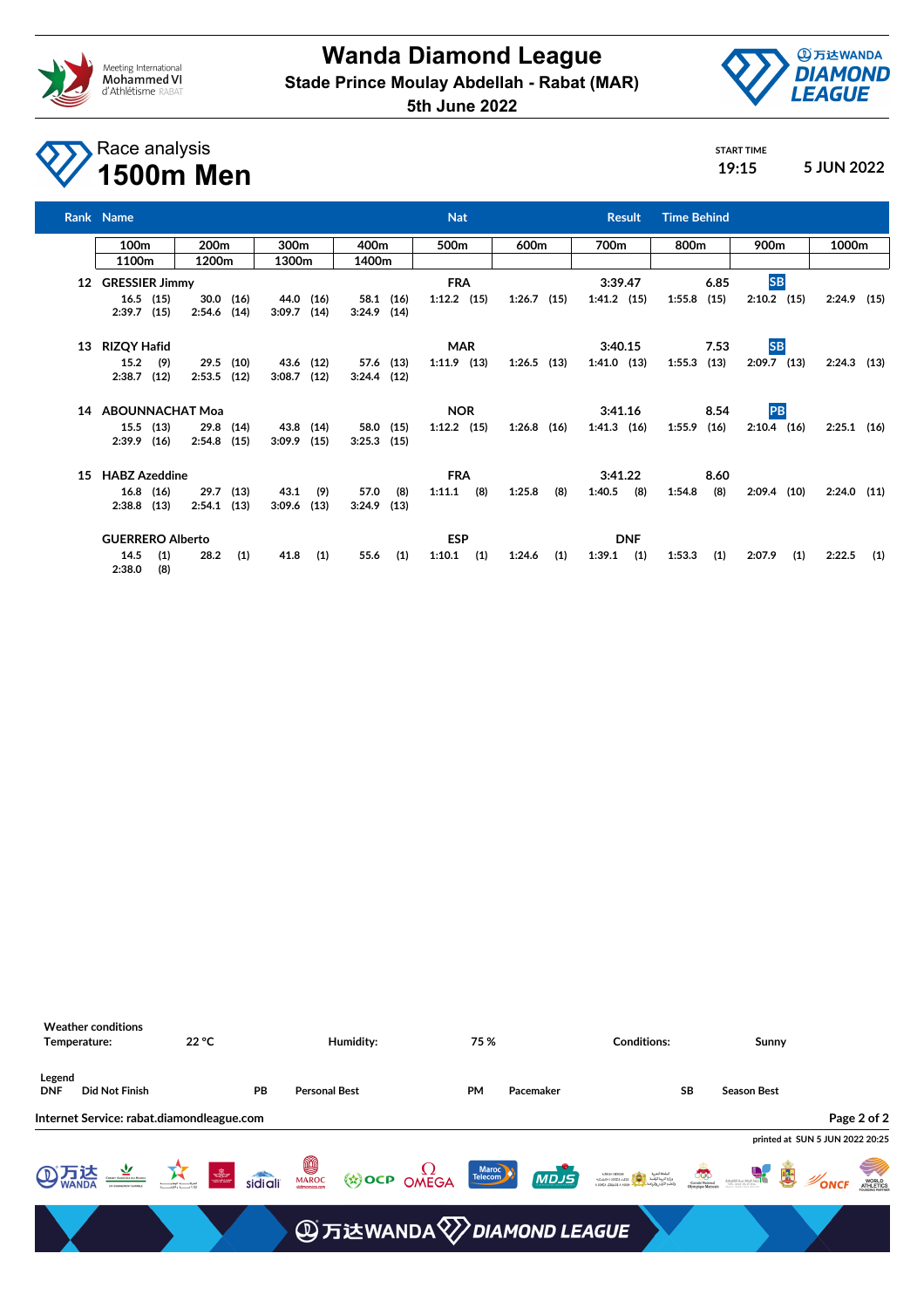# Wanda Diamond League

**Stade Prince Moulay Abdellah - Rabat (MAR)**

**5th June 2022**

## Race analysis

# 1500m Men

START TIME **19:15** **5 JUN 2022**

| Rank | Name | Nat | Result | Time Behind | | | | | |
|---|---|---|---|---|---|---|---|---|---|
| 100m | 200m | 300m | 400m | 500m | 600m | 700m | 800m | 900m | 1000m |
| 1100m | 1200m | 1300m | 1400m | | | | | | |
| 12 | GRESSIER Jimmy | FRA | 3:39.47 | 6.85 | SB | | | | |
| 16.5 (15) | 30.0 (16) | 44.0 (16) | 58.1 (16) | 1:12.2 (15) | 1:26.7 (15) | 1:41.2 (15) | 1:55.8 (15) | 2:10.2 (15) | 2:24.9 (15) |
| 2:39.7 (15) | 2:54.6 (14) | 3:09.7 (14) | 3:24.9 (14) | | | | | | |
| 13 | RIZQY Hafid | MAR | 3:40.15 | 7.53 | SB | | | | |
| 15.2 (9) | 29.5 (10) | 43.6 (12) | 57.6 (13) | 1:11.9 (13) | 1:26.5 (13) | 1:41.0 (13) | 1:55.3 (13) | 2:09.7 (13) | 2:24.3 (13) |
| 2:38.7 (12) | 2:53.5 (12) | 3:08.7 (12) | 3:24.4 (12) | | | | | | |
| 14 | ABOUNNACHAT Moa | NOR | 3:41.16 | 8.54 | PB | | | | |
| 15.5 (13) | 29.8 (14) | 43.8 (14) | 58.0 (15) | 1:12.2 (15) | 1:26.8 (16) | 1:41.3 (16) | 1:55.9 (16) | 2:10.4 (16) | 2:25.1 (16) |
| 2:39.9 (16) | 2:54.8 (15) | 3:09.9 (15) | 3:25.3 (15) | | | | | | |
| 15 | HABZ Azeddine | FRA | 3:41.22 | 8.60 | | | | | |
| 16.8 (16) | 29.7 (13) | 43.1 (9) | 57.0 (8) | 1:11.1 (8) | 1:25.8 (8) | 1:40.5 (8) | 1:54.8 (8) | 2:09.4 (10) | 2:24.0 (11) |
| 2:38.8 (13) | 2:54.1 (13) | 3:09.6 (13) | 3:24.9 (13) | | | | | | |
| | GUERRERO Alberto | ESP | DNF | | | | | | |
| 14.5 (1) | 28.2 (1) | 41.8 (1) | 55.6 (1) | 1:10.1 (1) | 1:24.6 (1) | 1:39.1 (1) | 1:53.3 (1) | 2:07.9 (1) | 2:22.5 (1) |
| 2:38.0 (8) | | | | | | | | | |

**Weather conditions**

| | | | | | |
|---|---|---|---|---|---|
| Temperature: | 22 °C | Humidity: | 75 % | Conditions: | Sunny |

**Legend**

| | | | | | | | |
|---|---|---|---|---|---|---|---|
| DNF | Did Not Finish | PB | Personal Best | PM | Pacemaker | SB | Season Best |

**Internet Service: rabat.diamondleague.com**

printed at SUN 5 JUN 2022 20:25